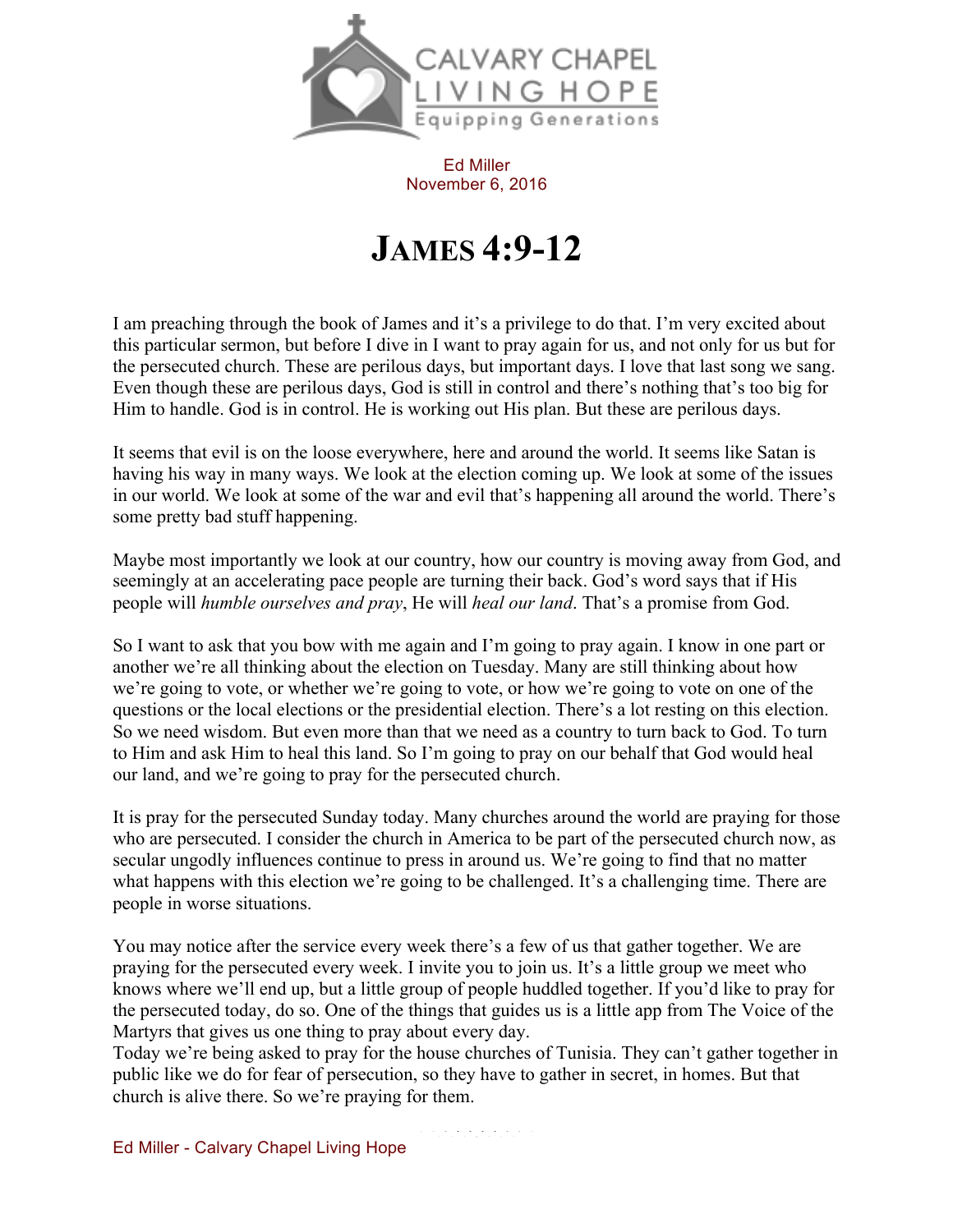Ed Miller
November 6, 2016

# JAMES 4:9-12

I am preaching through the book of James and it's a privilege to do that. I'm very excited about this particular sermon, but before I dive in I want to pray again for us, and not only for us but for the persecuted church. These are perilous days, but important days. I love that last song we sang. Even though these are perilous days, God is still in control and there's nothing that's too big for Him to handle. God is in control. He is working out His plan. But these are perilous days.

It seems that evil is on the loose everywhere, here and around the world. It seems like Satan is having his way in many ways. We look at the election coming up. We look at some of the issues in our world. We look at some of the war and evil that's happening all around the world. There's some pretty bad stuff happening.

Maybe most importantly we look at our country, how our country is moving away from God, and seemingly at an accelerating pace people are turning their back. God's word says that if His people will *humble ourselves and pray*, He will *heal our land*. That's a promise from God.

So I want to ask that you bow with me again and I'm going to pray again. I know in one part or another we're all thinking about the election on Tuesday. Many are still thinking about how we're going to vote, or whether we're going to vote, or how we're going to vote on one of the questions or the local elections or the presidential election. There's a lot resting on this election. So we need wisdom. But even more than that we need as a country to turn back to God. To turn to Him and ask Him to heal this land. So I'm going to pray on our behalf that God would heal our land, and we're going to pray for the persecuted church.

It is pray for the persecuted Sunday today. Many churches around the world are praying for those who are persecuted. I consider the church in America to be part of the persecuted church now, as secular ungodly influences continue to press in around us. We're going to find that no matter what happens with this election we're going to be challenged. It's a challenging time. There are people in worse situations.

You may notice after the service every week there's a few of us that gather together. We are praying for the persecuted every week. I invite you to join us. It's a little group we meet who knows where we'll end up, but a little group of people huddled together. If you'd like to pray for the persecuted today, do so. One of the things that guides us is a little app from The Voice of the Martyrs that gives us one thing to pray about every day.
Today we're being asked to pray for the house churches of Tunisia. They can't gather together in public like we do for fear of persecution, so they have to gather in secret, in homes. But that church is alive there. So we're praying for them.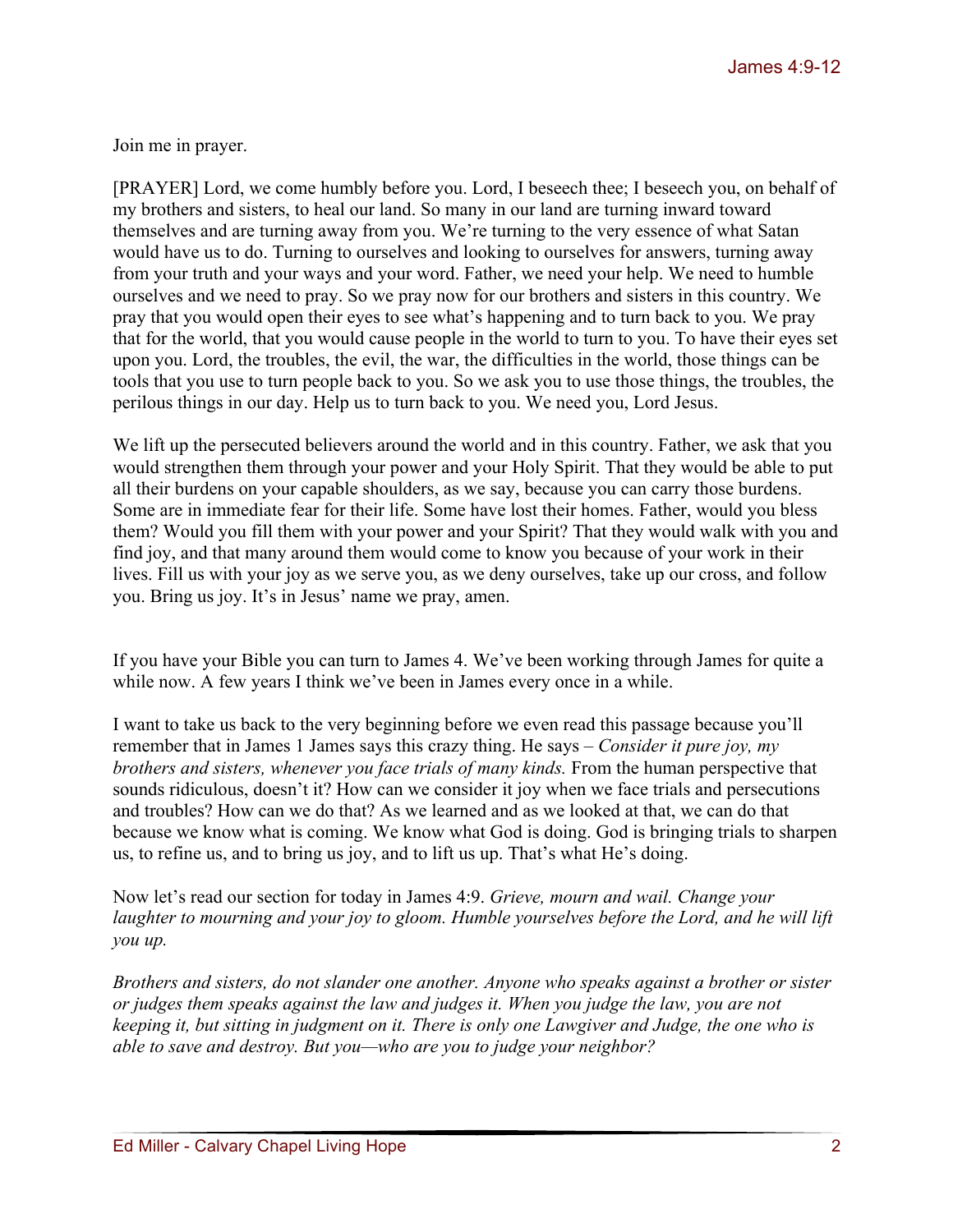Join me in prayer.

[PRAYER] Lord, we come humbly before you. Lord, I beseech thee; I beseech you, on behalf of my brothers and sisters, to heal our land. So many in our land are turning inward toward themselves and are turning away from you. We're turning to the very essence of what Satan would have us to do. Turning to ourselves and looking to ourselves for answers, turning away from your truth and your ways and your word. Father, we need your help. We need to humble ourselves and we need to pray. So we pray now for our brothers and sisters in this country. We pray that you would open their eyes to see what's happening and to turn back to you. We pray that for the world, that you would cause people in the world to turn to you. To have their eyes set upon you. Lord, the troubles, the evil, the war, the difficulties in the world, those things can be tools that you use to turn people back to you. So we ask you to use those things, the troubles, the perilous things in our day. Help us to turn back to you. We need you, Lord Jesus.

We lift up the persecuted believers around the world and in this country. Father, we ask that you would strengthen them through your power and your Holy Spirit. That they would be able to put all their burdens on your capable shoulders, as we say, because you can carry those burdens. Some are in immediate fear for their life. Some have lost their homes. Father, would you bless them? Would you fill them with your power and your Spirit? That they would walk with you and find joy, and that many around them would come to know you because of your work in their lives. Fill us with your joy as we serve you, as we deny ourselves, take up our cross, and follow you. Bring us joy. It's in Jesus' name we pray, amen.

If you have your Bible you can turn to James 4. We've been working through James for quite a while now. A few years I think we've been in James every once in a while.

I want to take us back to the very beginning before we even read this passage because you'll remember that in James 1 James says this crazy thing. He says – *Consider it pure joy, my brothers and sisters, whenever you face trials of many kinds.* From the human perspective that sounds ridiculous, doesn't it? How can we consider it joy when we face trials and persecutions and troubles? How can we do that? As we learned and as we looked at that, we can do that because we know what is coming. We know what God is doing. God is bringing trials to sharpen us, to refine us, and to bring us joy, and to lift us up. That's what He's doing.

Now let's read our section for today in James 4:9. *Grieve, mourn and wail. Change your laughter to mourning and your joy to gloom. Humble yourselves before the Lord, and he will lift you up.*

*Brothers and sisters, do not slander one another. Anyone who speaks against a brother or sister or judges them speaks against the law and judges it. When you judge the law, you are not keeping it, but sitting in judgment on it. There is only one Lawgiver and Judge, the one who is able to save and destroy. But you—who are you to judge your neighbor?*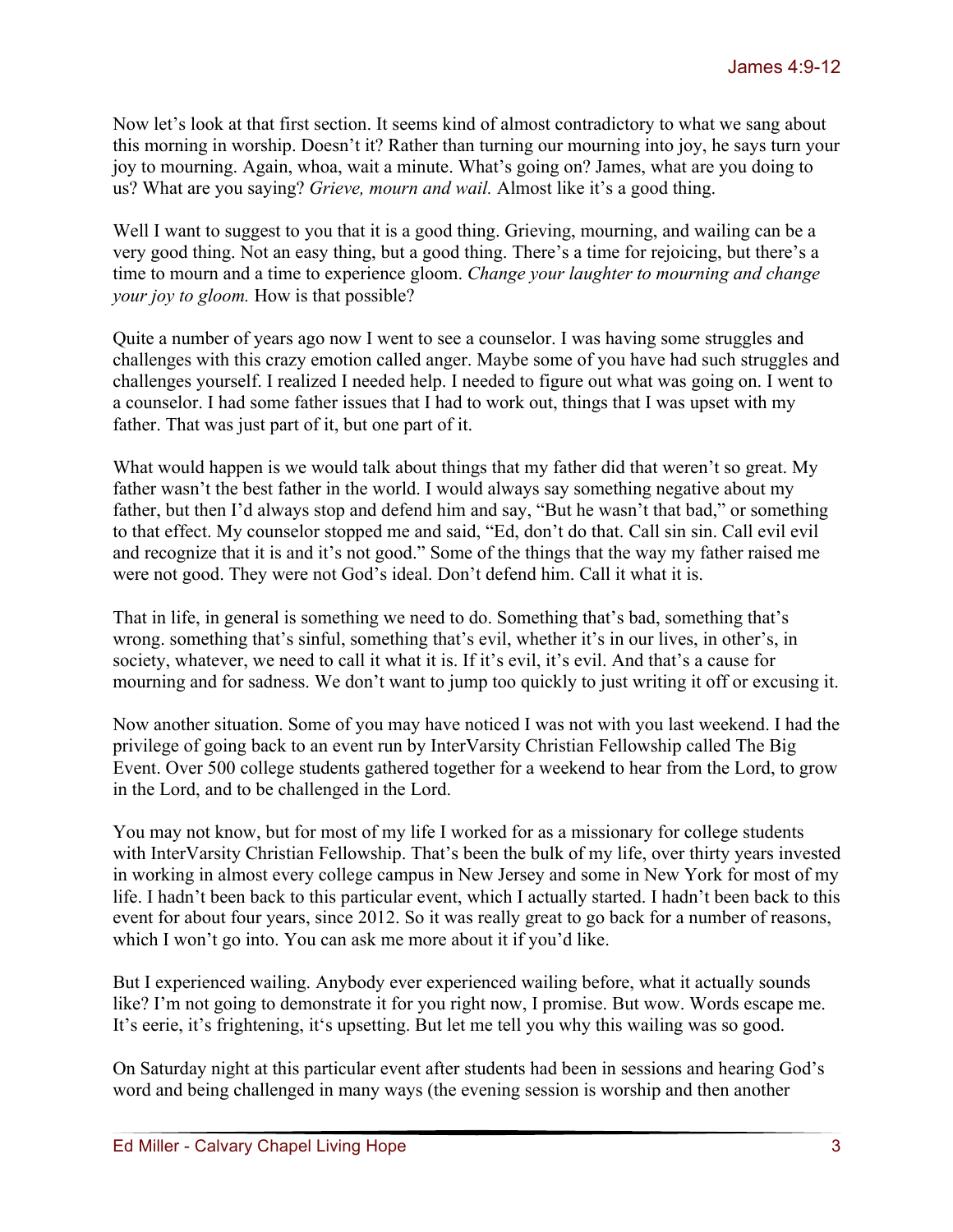Now let's look at that first section. It seems kind of almost contradictory to what we sang about this morning in worship. Doesn't it? Rather than turning our mourning into joy, he says turn your joy to mourning. Again, whoa, wait a minute. What's going on? James, what are you doing to us? What are you saying? *Grieve, mourn and wail.* Almost like it's a good thing.

Well I want to suggest to you that it is a good thing. Grieving, mourning, and wailing can be a very good thing. Not an easy thing, but a good thing. There's a time for rejoicing, but there's a time to mourn and a time to experience gloom. *Change your laughter to mourning and change your joy to gloom.* How is that possible?

Quite a number of years ago now I went to see a counselor. I was having some struggles and challenges with this crazy emotion called anger. Maybe some of you have had such struggles and challenges yourself. I realized I needed help. I needed to figure out what was going on. I went to a counselor. I had some father issues that I had to work out, things that I was upset with my father. That was just part of it, but one part of it.

What would happen is we would talk about things that my father did that weren't so great. My father wasn't the best father in the world. I would always say something negative about my father, but then I'd always stop and defend him and say, "But he wasn't that bad," or something to that effect. My counselor stopped me and said, "Ed, don't do that. Call sin sin. Call evil evil and recognize that it is and it's not good." Some of the things that the way my father raised me were not good. They were not God's ideal. Don't defend him. Call it what it is.

That in life, in general is something we need to do. Something that's bad, something that's wrong. something that's sinful, something that's evil, whether it's in our lives, in other's, in society, whatever, we need to call it what it is. If it's evil, it's evil. And that's a cause for mourning and for sadness. We don't want to jump too quickly to just writing it off or excusing it.

Now another situation. Some of you may have noticed I was not with you last weekend. I had the privilege of going back to an event run by InterVarsity Christian Fellowship called The Big Event. Over 500 college students gathered together for a weekend to hear from the Lord, to grow in the Lord, and to be challenged in the Lord.

You may not know, but for most of my life I worked for as a missionary for college students with InterVarsity Christian Fellowship. That's been the bulk of my life, over thirty years invested in working in almost every college campus in New Jersey and some in New York for most of my life. I hadn't been back to this particular event, which I actually started. I hadn't been back to this event for about four years, since 2012. So it was really great to go back for a number of reasons, which I won't go into. You can ask me more about it if you'd like.

But I experienced wailing. Anybody ever experienced wailing before, what it actually sounds like? I'm not going to demonstrate it for you right now, I promise. But wow. Words escape me. It's eerie, it's frightening, it's upsetting. But let me tell you why this wailing was so good.

On Saturday night at this particular event after students had been in sessions and hearing God's word and being challenged in many ways (the evening session is worship and then another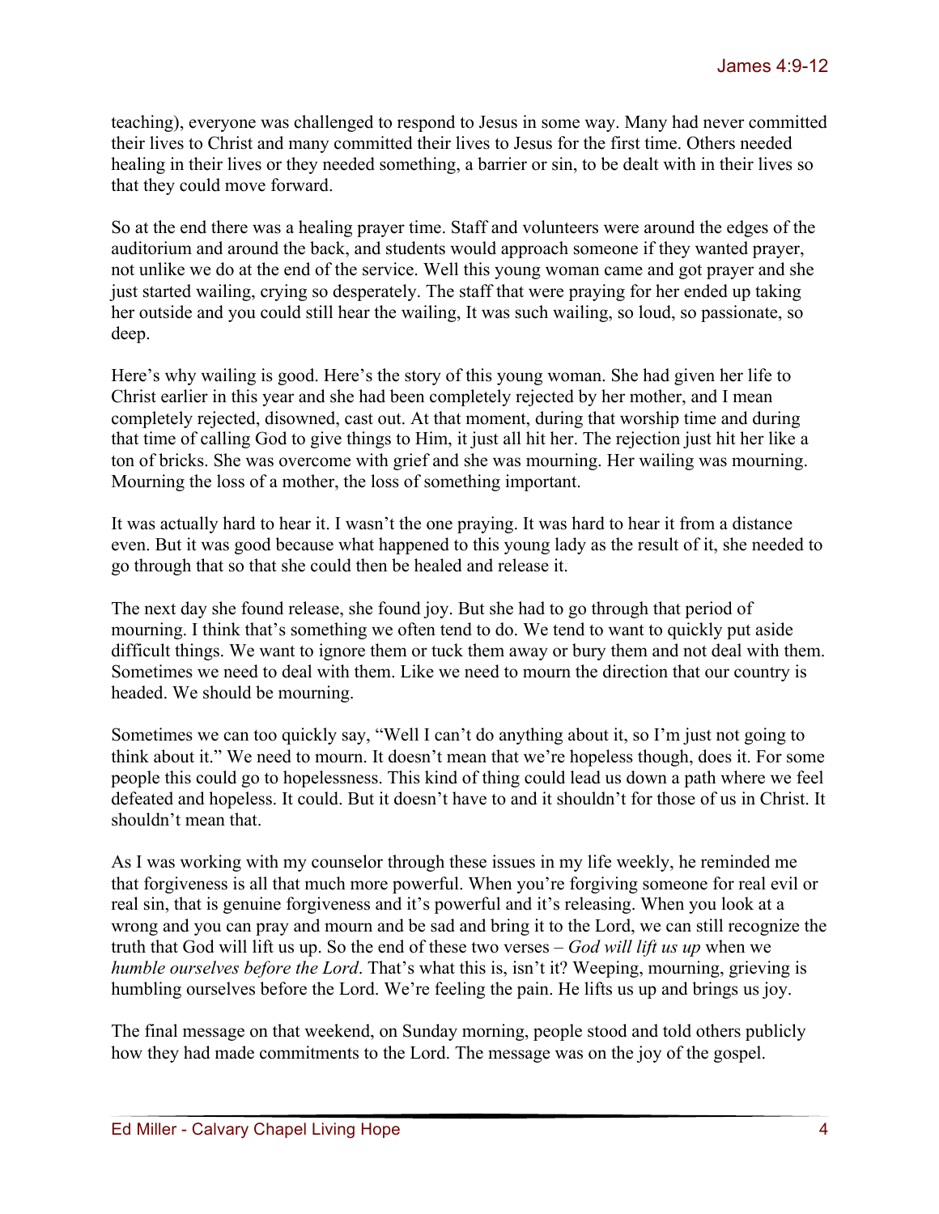teaching), everyone was challenged to respond to Jesus in some way. Many had never committed their lives to Christ and many committed their lives to Jesus for the first time. Others needed healing in their lives or they needed something, a barrier or sin, to be dealt with in their lives so that they could move forward.

So at the end there was a healing prayer time. Staff and volunteers were around the edges of the auditorium and around the back, and students would approach someone if they wanted prayer, not unlike we do at the end of the service. Well this young woman came and got prayer and she just started wailing, crying so desperately. The staff that were praying for her ended up taking her outside and you could still hear the wailing, It was such wailing, so loud, so passionate, so deep.

Here's why wailing is good. Here's the story of this young woman. She had given her life to Christ earlier in this year and she had been completely rejected by her mother, and I mean completely rejected, disowned, cast out. At that moment, during that worship time and during that time of calling God to give things to Him, it just all hit her. The rejection just hit her like a ton of bricks. She was overcome with grief and she was mourning. Her wailing was mourning. Mourning the loss of a mother, the loss of something important.

It was actually hard to hear it. I wasn't the one praying. It was hard to hear it from a distance even. But it was good because what happened to this young lady as the result of it, she needed to go through that so that she could then be healed and release it.

The next day she found release, she found joy. But she had to go through that period of mourning. I think that's something we often tend to do. We tend to want to quickly put aside difficult things. We want to ignore them or tuck them away or bury them and not deal with them. Sometimes we need to deal with them. Like we need to mourn the direction that our country is headed. We should be mourning.

Sometimes we can too quickly say, "Well I can't do anything about it, so I'm just not going to think about it." We need to mourn. It doesn't mean that we're hopeless though, does it. For some people this could go to hopelessness. This kind of thing could lead us down a path where we feel defeated and hopeless. It could. But it doesn't have to and it shouldn't for those of us in Christ. It shouldn't mean that.

As I was working with my counselor through these issues in my life weekly, he reminded me that forgiveness is all that much more powerful. When you're forgiving someone for real evil or real sin, that is genuine forgiveness and it's powerful and it's releasing. When you look at a wrong and you can pray and mourn and be sad and bring it to the Lord, we can still recognize the truth that God will lift us up. So the end of these two verses – *God will lift us up* when we *humble ourselves before the Lord*. That's what this is, isn't it? Weeping, mourning, grieving is humbling ourselves before the Lord. We're feeling the pain. He lifts us up and brings us joy.

The final message on that weekend, on Sunday morning, people stood and told others publicly how they had made commitments to the Lord. The message was on the joy of the gospel.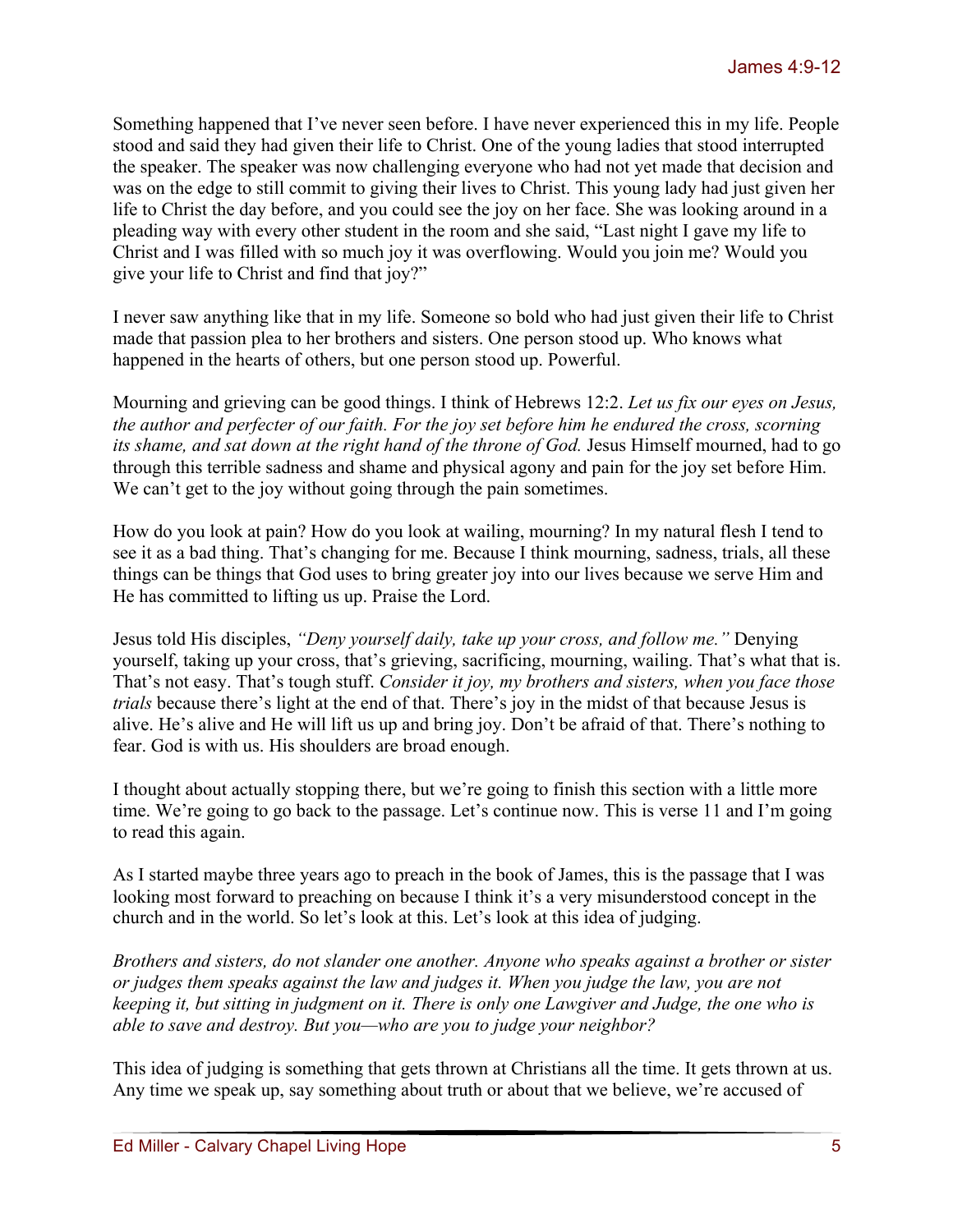Something happened that I've never seen before. I have never experienced this in my life. People stood and said they had given their life to Christ. One of the young ladies that stood interrupted the speaker. The speaker was now challenging everyone who had not yet made that decision and was on the edge to still commit to giving their lives to Christ. This young lady had just given her life to Christ the day before, and you could see the joy on her face. She was looking around in a pleading way with every other student in the room and she said, "Last night I gave my life to Christ and I was filled with so much joy it was overflowing. Would you join me? Would you give your life to Christ and find that joy?"

I never saw anything like that in my life. Someone so bold who had just given their life to Christ made that passion plea to her brothers and sisters. One person stood up. Who knows what happened in the hearts of others, but one person stood up. Powerful.

Mourning and grieving can be good things. I think of Hebrews 12:2. *Let us fix our eyes on Jesus, the author and perfecter of our faith. For the joy set before him he endured the cross, scorning its shame, and sat down at the right hand of the throne of God.* Jesus Himself mourned, had to go through this terrible sadness and shame and physical agony and pain for the joy set before Him. We can't get to the joy without going through the pain sometimes.

How do you look at pain? How do you look at wailing, mourning? In my natural flesh I tend to see it as a bad thing. That's changing for me. Because I think mourning, sadness, trials, all these things can be things that God uses to bring greater joy into our lives because we serve Him and He has committed to lifting us up. Praise the Lord.

Jesus told His disciples, *"Deny yourself daily, take up your cross, and follow me."* Denying yourself, taking up your cross, that's grieving, sacrificing, mourning, wailing. That's what that is. That's not easy. That's tough stuff. *Consider it joy, my brothers and sisters, when you face those trials* because there's light at the end of that. There's joy in the midst of that because Jesus is alive. He's alive and He will lift us up and bring joy. Don't be afraid of that. There's nothing to fear. God is with us. His shoulders are broad enough.

I thought about actually stopping there, but we're going to finish this section with a little more time. We're going to go back to the passage. Let's continue now. This is verse 11 and I'm going to read this again.

As I started maybe three years ago to preach in the book of James, this is the passage that I was looking most forward to preaching on because I think it's a very misunderstood concept in the church and in the world. So let's look at this. Let's look at this idea of judging.

*Brothers and sisters, do not slander one another. Anyone who speaks against a brother or sister or judges them speaks against the law and judges it. When you judge the law, you are not keeping it, but sitting in judgment on it. There is only one Lawgiver and Judge, the one who is able to save and destroy. But you—who are you to judge your neighbor?*

This idea of judging is something that gets thrown at Christians all the time. It gets thrown at us. Any time we speak up, say something about truth or about that we believe, we're accused of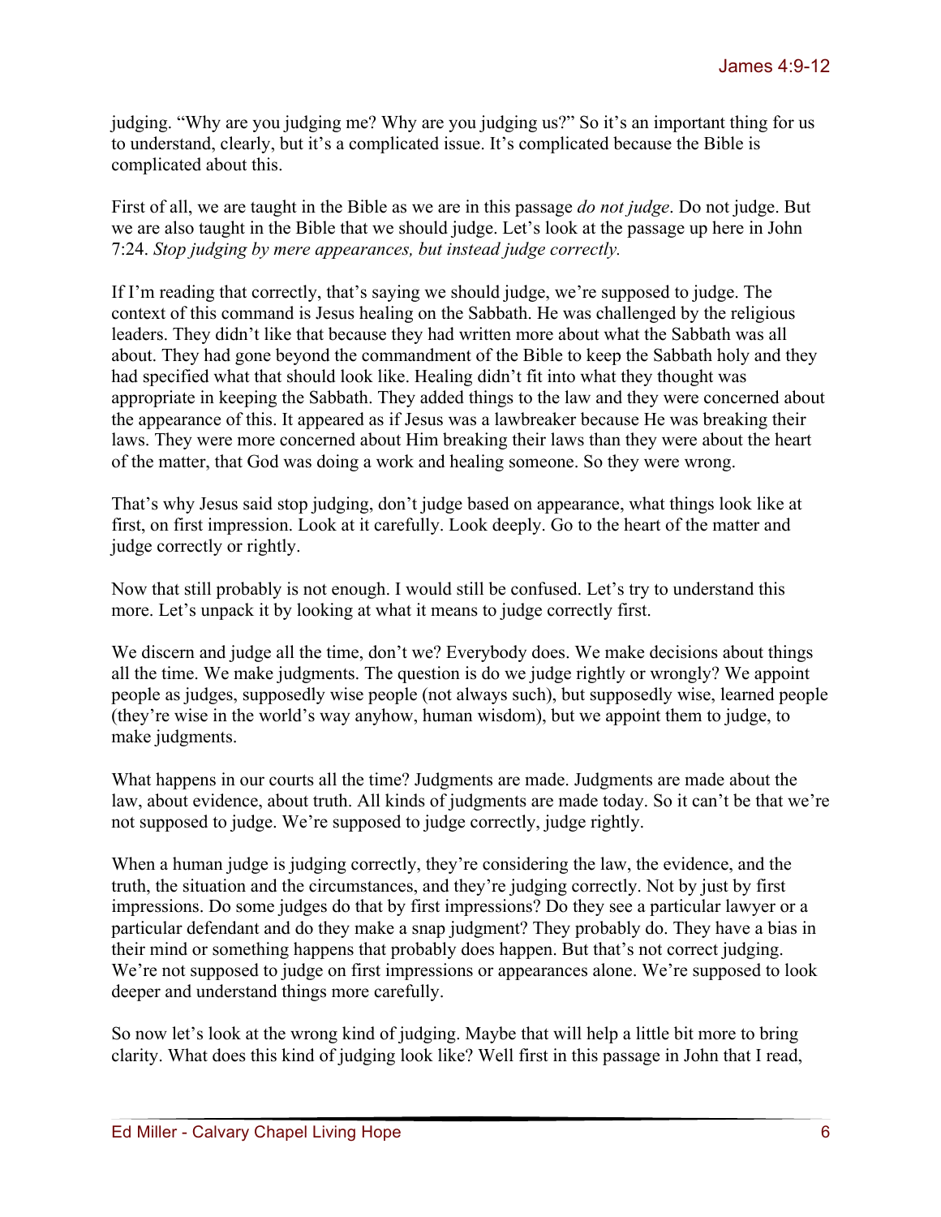judging. "Why are you judging me? Why are you judging us?" So it's an important thing for us to understand, clearly, but it's a complicated issue. It's complicated because the Bible is complicated about this.

First of all, we are taught in the Bible as we are in this passage *do not judge*. Do not judge. But we are also taught in the Bible that we should judge. Let's look at the passage up here in John 7:24. *Stop judging by mere appearances, but instead judge correctly.*

If I'm reading that correctly, that's saying we should judge, we're supposed to judge. The context of this command is Jesus healing on the Sabbath. He was challenged by the religious leaders. They didn't like that because they had written more about what the Sabbath was all about. They had gone beyond the commandment of the Bible to keep the Sabbath holy and they had specified what that should look like. Healing didn't fit into what they thought was appropriate in keeping the Sabbath. They added things to the law and they were concerned about the appearance of this. It appeared as if Jesus was a lawbreaker because He was breaking their laws. They were more concerned about Him breaking their laws than they were about the heart of the matter, that God was doing a work and healing someone. So they were wrong.

That's why Jesus said stop judging, don't judge based on appearance, what things look like at first, on first impression. Look at it carefully. Look deeply. Go to the heart of the matter and judge correctly or rightly.

Now that still probably is not enough. I would still be confused. Let's try to understand this more. Let's unpack it by looking at what it means to judge correctly first.

We discern and judge all the time, don't we? Everybody does. We make decisions about things all the time. We make judgments. The question is do we judge rightly or wrongly? We appoint people as judges, supposedly wise people (not always such), but supposedly wise, learned people (they're wise in the world's way anyhow, human wisdom), but we appoint them to judge, to make judgments.

What happens in our courts all the time? Judgments are made. Judgments are made about the law, about evidence, about truth. All kinds of judgments are made today. So it can't be that we're not supposed to judge. We're supposed to judge correctly, judge rightly.

When a human judge is judging correctly, they're considering the law, the evidence, and the truth, the situation and the circumstances, and they're judging correctly. Not by just by first impressions. Do some judges do that by first impressions? Do they see a particular lawyer or a particular defendant and do they make a snap judgment? They probably do. They have a bias in their mind or something happens that probably does happen. But that's not correct judging. We're not supposed to judge on first impressions or appearances alone. We're supposed to look deeper and understand things more carefully.

So now let's look at the wrong kind of judging. Maybe that will help a little bit more to bring clarity. What does this kind of judging look like? Well first in this passage in John that I read,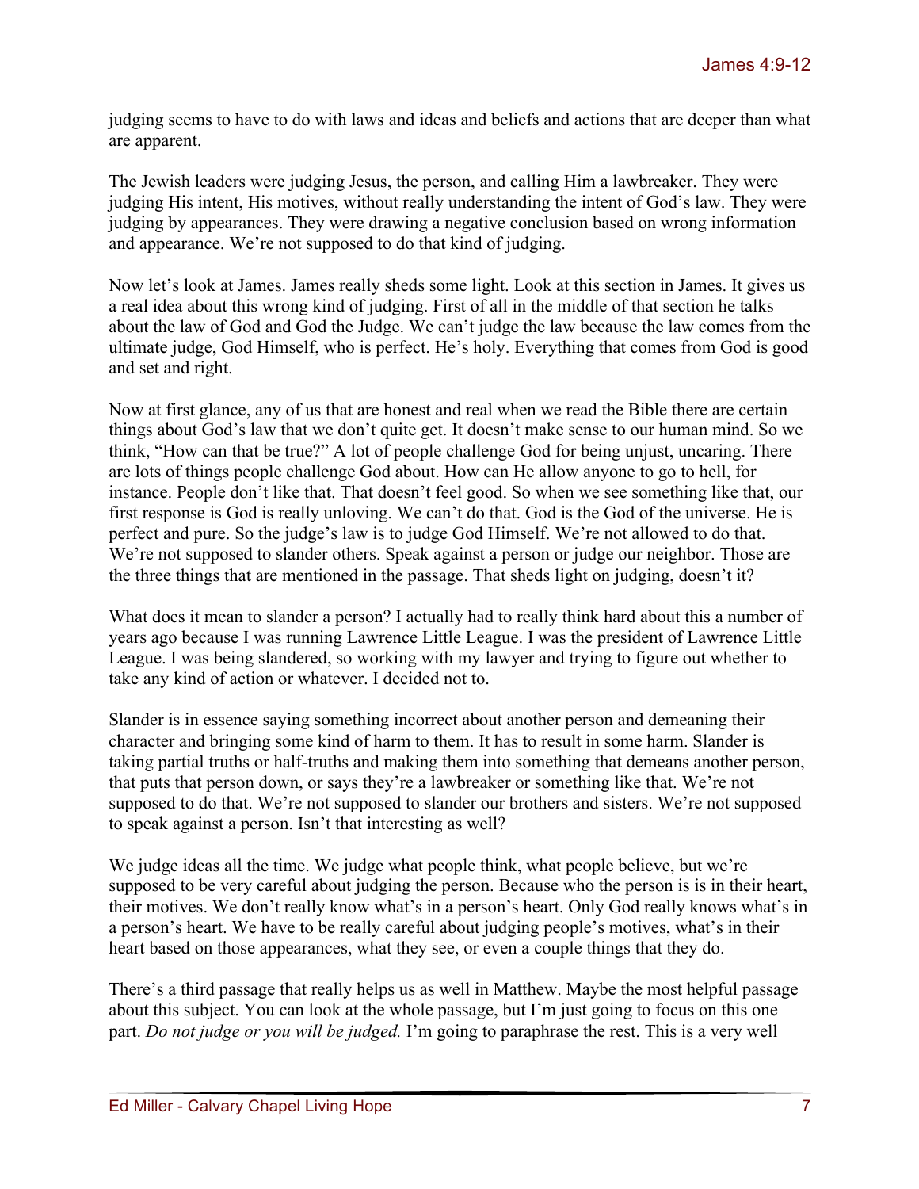judging seems to have to do with laws and ideas and beliefs and actions that are deeper than what are apparent.

The Jewish leaders were judging Jesus, the person, and calling Him a lawbreaker. They were judging His intent, His motives, without really understanding the intent of God's law. They were judging by appearances. They were drawing a negative conclusion based on wrong information and appearance. We're not supposed to do that kind of judging.

Now let's look at James. James really sheds some light. Look at this section in James. It gives us a real idea about this wrong kind of judging. First of all in the middle of that section he talks about the law of God and God the Judge. We can't judge the law because the law comes from the ultimate judge, God Himself, who is perfect. He's holy. Everything that comes from God is good and set and right.

Now at first glance, any of us that are honest and real when we read the Bible there are certain things about God's law that we don't quite get. It doesn't make sense to our human mind. So we think, "How can that be true?" A lot of people challenge God for being unjust, uncaring. There are lots of things people challenge God about. How can He allow anyone to go to hell, for instance. People don't like that. That doesn't feel good. So when we see something like that, our first response is God is really unloving. We can't do that. God is the God of the universe. He is perfect and pure. So the judge's law is to judge God Himself. We're not allowed to do that. We're not supposed to slander others. Speak against a person or judge our neighbor. Those are the three things that are mentioned in the passage. That sheds light on judging, doesn't it?

What does it mean to slander a person? I actually had to really think hard about this a number of years ago because I was running Lawrence Little League. I was the president of Lawrence Little League. I was being slandered, so working with my lawyer and trying to figure out whether to take any kind of action or whatever. I decided not to.

Slander is in essence saying something incorrect about another person and demeaning their character and bringing some kind of harm to them. It has to result in some harm. Slander is taking partial truths or half-truths and making them into something that demeans another person, that puts that person down, or says they're a lawbreaker or something like that. We're not supposed to do that. We're not supposed to slander our brothers and sisters. We're not supposed to speak against a person. Isn't that interesting as well?

We judge ideas all the time. We judge what people think, what people believe, but we're supposed to be very careful about judging the person. Because who the person is is in their heart, their motives. We don't really know what's in a person's heart. Only God really knows what's in a person's heart. We have to be really careful about judging people's motives, what's in their heart based on those appearances, what they see, or even a couple things that they do.

There's a third passage that really helps us as well in Matthew. Maybe the most helpful passage about this subject. You can look at the whole passage, but I'm just going to focus on this one part. *Do not judge or you will be judged.* I'm going to paraphrase the rest. This is a very well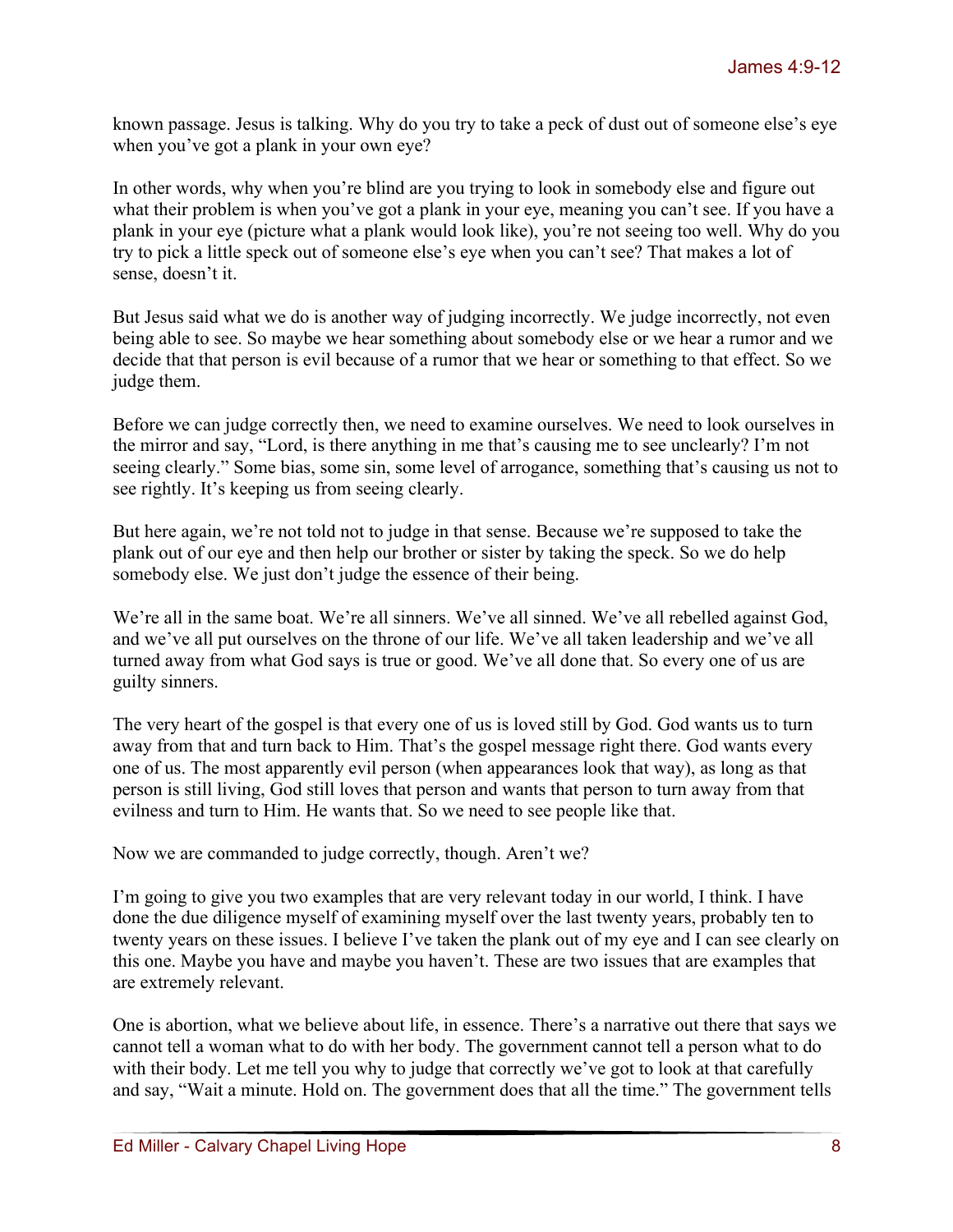known passage. Jesus is talking. Why do you try to take a peck of dust out of someone else's eye when you've got a plank in your own eye?

In other words, why when you're blind are you trying to look in somebody else and figure out what their problem is when you've got a plank in your eye, meaning you can't see. If you have a plank in your eye (picture what a plank would look like), you're not seeing too well. Why do you try to pick a little speck out of someone else's eye when you can't see? That makes a lot of sense, doesn't it.

But Jesus said what we do is another way of judging incorrectly. We judge incorrectly, not even being able to see. So maybe we hear something about somebody else or we hear a rumor and we decide that that person is evil because of a rumor that we hear or something to that effect. So we judge them.

Before we can judge correctly then, we need to examine ourselves. We need to look ourselves in the mirror and say, "Lord, is there anything in me that's causing me to see unclearly? I'm not seeing clearly." Some bias, some sin, some level of arrogance, something that's causing us not to see rightly. It's keeping us from seeing clearly.

But here again, we're not told not to judge in that sense. Because we're supposed to take the plank out of our eye and then help our brother or sister by taking the speck. So we do help somebody else. We just don't judge the essence of their being.

We're all in the same boat. We're all sinners. We've all sinned. We've all rebelled against God, and we've all put ourselves on the throne of our life. We've all taken leadership and we've all turned away from what God says is true or good. We've all done that. So every one of us are guilty sinners.

The very heart of the gospel is that every one of us is loved still by God. God wants us to turn away from that and turn back to Him. That's the gospel message right there. God wants every one of us. The most apparently evil person (when appearances look that way), as long as that person is still living, God still loves that person and wants that person to turn away from that evilness and turn to Him. He wants that. So we need to see people like that.

Now we are commanded to judge correctly, though. Aren't we?

I'm going to give you two examples that are very relevant today in our world, I think. I have done the due diligence myself of examining myself over the last twenty years, probably ten to twenty years on these issues. I believe I've taken the plank out of my eye and I can see clearly on this one. Maybe you have and maybe you haven't. These are two issues that are examples that are extremely relevant.

One is abortion, what we believe about life, in essence. There's a narrative out there that says we cannot tell a woman what to do with her body. The government cannot tell a person what to do with their body. Let me tell you why to judge that correctly we've got to look at that carefully and say, "Wait a minute. Hold on. The government does that all the time." The government tells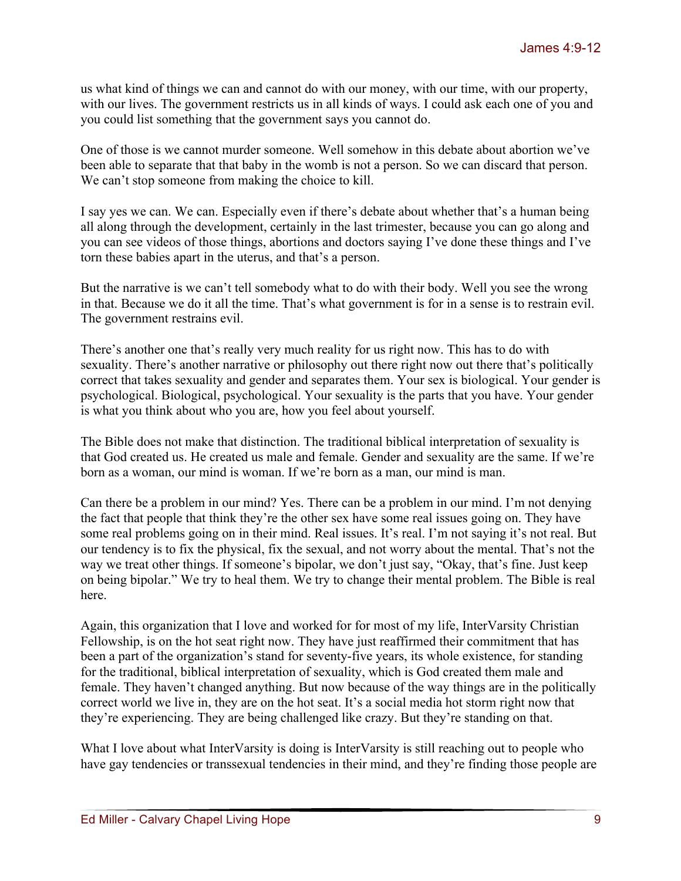us what kind of things we can and cannot do with our money, with our time, with our property, with our lives. The government restricts us in all kinds of ways. I could ask each one of you and you could list something that the government says you cannot do.

One of those is we cannot murder someone. Well somehow in this debate about abortion we've been able to separate that that baby in the womb is not a person. So we can discard that person. We can't stop someone from making the choice to kill.

I say yes we can. We can. Especially even if there's debate about whether that's a human being all along through the development, certainly in the last trimester, because you can go along and you can see videos of those things, abortions and doctors saying I've done these things and I've torn these babies apart in the uterus, and that's a person.

But the narrative is we can't tell somebody what to do with their body. Well you see the wrong in that. Because we do it all the time. That's what government is for in a sense is to restrain evil. The government restrains evil.

There's another one that's really very much reality for us right now. This has to do with sexuality. There's another narrative or philosophy out there right now out there that's politically correct that takes sexuality and gender and separates them. Your sex is biological. Your gender is psychological. Biological, psychological. Your sexuality is the parts that you have. Your gender is what you think about who you are, how you feel about yourself.

The Bible does not make that distinction. The traditional biblical interpretation of sexuality is that God created us. He created us male and female. Gender and sexuality are the same. If we're born as a woman, our mind is woman. If we're born as a man, our mind is man.

Can there be a problem in our mind? Yes. There can be a problem in our mind. I'm not denying the fact that people that think they're the other sex have some real issues going on. They have some real problems going on in their mind. Real issues. It's real. I'm not saying it's not real. But our tendency is to fix the physical, fix the sexual, and not worry about the mental. That's not the way we treat other things. If someone's bipolar, we don't just say, "Okay, that's fine. Just keep on being bipolar." We try to heal them. We try to change their mental problem. The Bible is real here.

Again, this organization that I love and worked for for most of my life, InterVarsity Christian Fellowship, is on the hot seat right now. They have just reaffirmed their commitment that has been a part of the organization's stand for seventy-five years, its whole existence, for standing for the traditional, biblical interpretation of sexuality, which is God created them male and female. They haven't changed anything. But now because of the way things are in the politically correct world we live in, they are on the hot seat. It's a social media hot storm right now that they're experiencing. They are being challenged like crazy. But they're standing on that.

What I love about what InterVarsity is doing is InterVarsity is still reaching out to people who have gay tendencies or transsexual tendencies in their mind, and they're finding those people are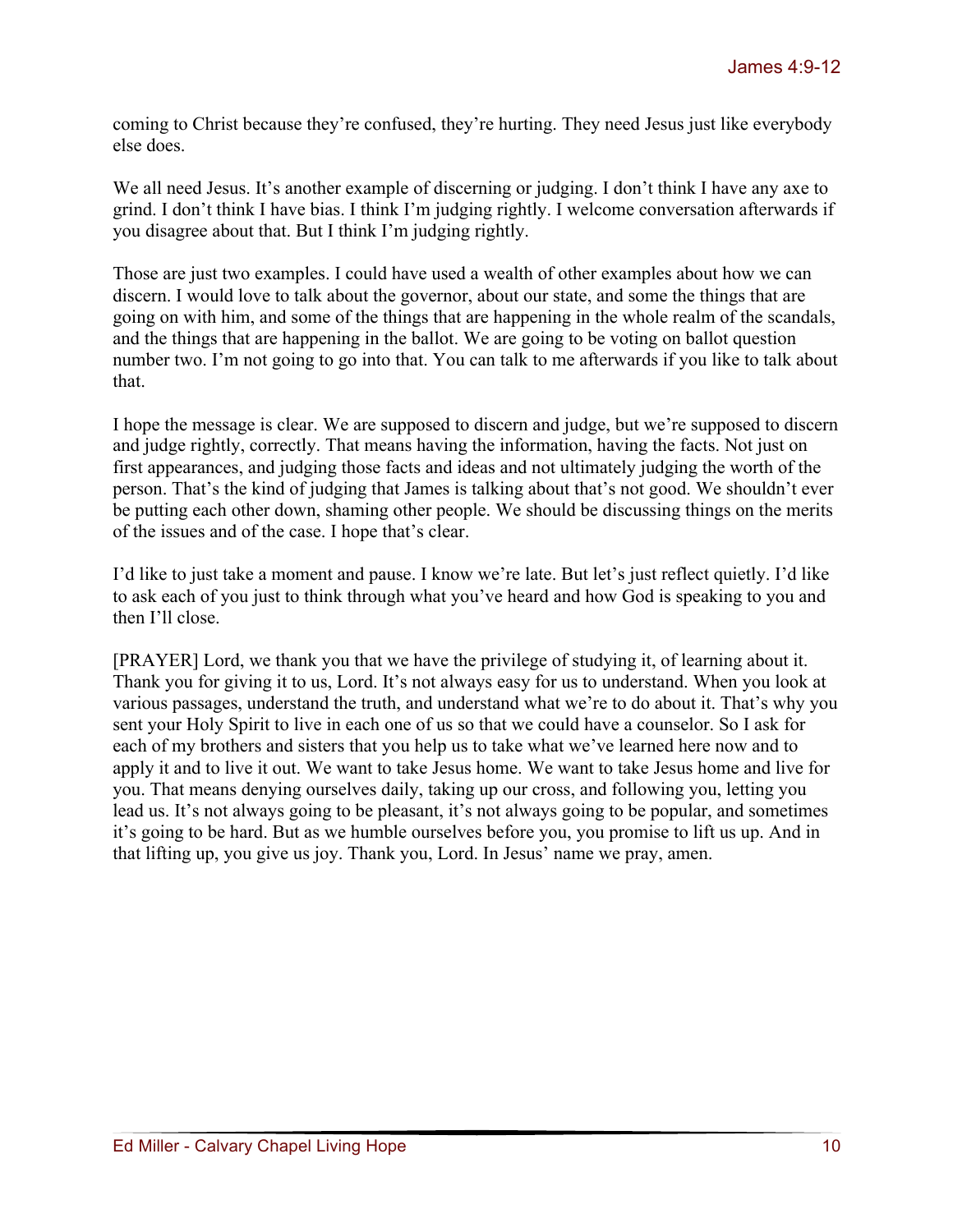coming to Christ because they're confused, they're hurting. They need Jesus just like everybody else does.

We all need Jesus. It's another example of discerning or judging. I don't think I have any axe to grind. I don't think I have bias. I think I'm judging rightly. I welcome conversation afterwards if you disagree about that. But I think I'm judging rightly.

Those are just two examples. I could have used a wealth of other examples about how we can discern. I would love to talk about the governor, about our state, and some the things that are going on with him, and some of the things that are happening in the whole realm of the scandals, and the things that are happening in the ballot. We are going to be voting on ballot question number two. I'm not going to go into that. You can talk to me afterwards if you like to talk about that.

I hope the message is clear. We are supposed to discern and judge, but we're supposed to discern and judge rightly, correctly. That means having the information, having the facts. Not just on first appearances, and judging those facts and ideas and not ultimately judging the worth of the person. That's the kind of judging that James is talking about that's not good. We shouldn't ever be putting each other down, shaming other people. We should be discussing things on the merits of the issues and of the case. I hope that's clear.

I'd like to just take a moment and pause. I know we're late. But let's just reflect quietly. I'd like to ask each of you just to think through what you've heard and how God is speaking to you and then I'll close.

[PRAYER] Lord, we thank you that we have the privilege of studying it, of learning about it. Thank you for giving it to us, Lord. It's not always easy for us to understand. When you look at various passages, understand the truth, and understand what we're to do about it. That's why you sent your Holy Spirit to live in each one of us so that we could have a counselor. So I ask for each of my brothers and sisters that you help us to take what we've learned here now and to apply it and to live it out. We want to take Jesus home. We want to take Jesus home and live for you. That means denying ourselves daily, taking up our cross, and following you, letting you lead us. It's not always going to be pleasant, it's not always going to be popular, and sometimes it's going to be hard. But as we humble ourselves before you, you promise to lift us up. And in that lifting up, you give us joy. Thank you, Lord. In Jesus' name we pray, amen.